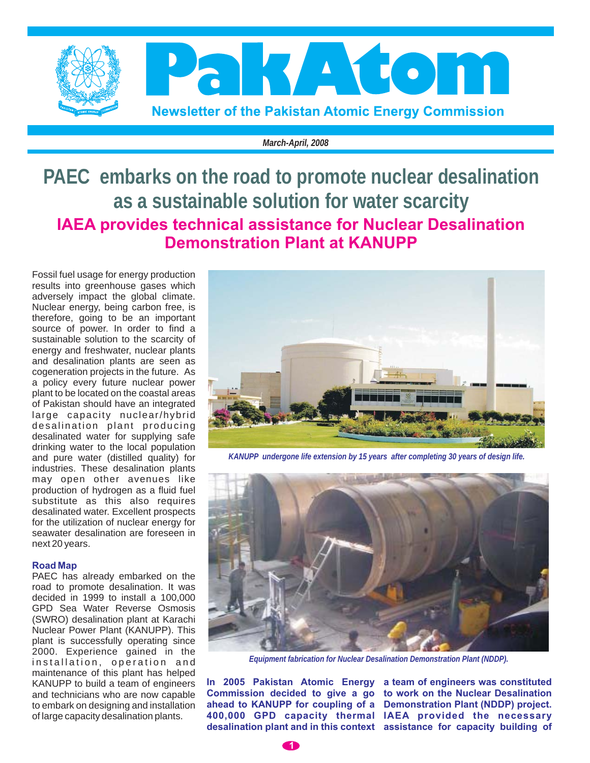# PakAtom

**Newsletter of the Pakistan Atomic Energy Commission**

*March-April, 2008*

# PAEC embarks on the road to promote nuclear desalination as a sustainable solution for water scarcity

## IAEA provides technical assistance for Nuclear Desalination Demonstration Plant at KANUPP

Fossil fuel usage for energy production results into greenhouse gases which adversely impact the global climate. Nuclear energy, being carbon free, is therefore, going to be an important source of power. In order to find a sustainable solution to the scarcity of energy and freshwater, nuclear plants and desalination plants are seen as cogeneration projects in the future. As a policy every future nuclear power plant to be located on the coastal areas of Pakistan should have an integrated large capacity nuclear/hybrid desalination plant producing desalinated water for supplying safe drinking water to the local population and pure water (distilled quality) for industries. These desalination plants may open other avenues like production of hydrogen as a fluid fuel substitute as this also requires desalinated water. Excellent prospects for the utilization of nuclear energy for seawater desalination are foreseen in next 20 years.

### Road Map

PAEC has already embarked on the road to promote desalination. It was decided in 1999 to install a 100,000 GPD Sea Water Reverse Osmosis (SWRO) desalination plant at Karachi Nuclear Power Plant (KANUPP). This plant is successfully operating since 2000. Experience gained in the installation, operation and maintenance of this plant has helped KANUPP to build a team of engineers and technicians who are now capable to embark on designing and installation of large capacity desalination plants.

*KANUPP undergone life extension by 15 years after completing 30 years of design life.*

*Equipment fabrication for Nuclear Desalination Demonstration Plant (NDDP).*

**In 2005 Pakistan Atomic Energy Commission decided to give a go ahead to KANUPP for coupling of a 400,000 GPD capacity thermal desalination plant and in this context a team of engineers was constituted to work on the Nuclear Desalination Demonstration Plant (NDDP) project. IAEA provided the necessary assistance for capacity building of**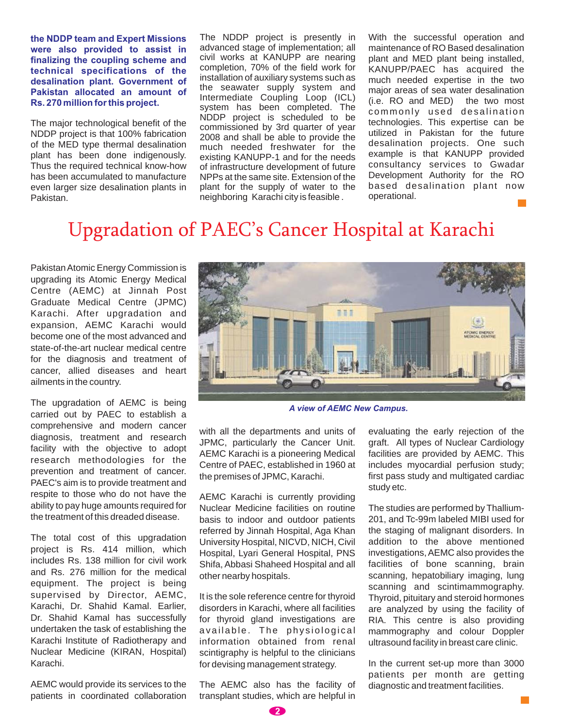**the NDDP team and Expert Missions were also provided to assist in finalizing the coupling scheme and technical specifications of the desalination plant. Government of Pakistan allocated an amount of Rs. 270 million for this project.**

The major technological benefit of the NDDP project is that 100% fabrication of the MED type thermal desalination plant has been done indigenously. Thus the required technical know-how has been accumulated to manufacture even larger size desalination plants in Pakistan.

The NDDP project is presently in advanced stage of implementation; all civil works at KANUPP are nearing completion, 70% of the field work for installation of auxiliary systems such as the seawater supply system and Intermediate Coupling Loop (ICL) system has been completed. The NDDP project is scheduled to be commissioned by 3rd quarter of year 2008 and shall be able to provide the much needed freshwater for the existing KANUPP-1 and for the needs of infrastructure development of future NPPs at the same site. Extension of the plant for the supply of water to the neighboring Karachi city is feasible.

With the successful operation and maintenance of RO Based desalination plant and MED plant being installed, KANUPP/PAEC has acquired the much needed expertise in the two major areas of sea water desalination (i.e. RO and MED) the two most commonly used desalination technologies. This expertise can be utilized in Pakistan for the future desalination projects. One such example is that KANUPP provided consultancy services to Gwadar Development Authority for the RO based desalination plant now operational.

# Upgradation of PAEC's Cancer Hospital at Karachi

Pakistan Atomic Energy Commission is upgrading its Atomic Energy Medical Centre (AEMC) at Jinnah Post Graduate Medical Centre (JPMC) Karachi. After upgradation and expansion, AEMC Karachi would become one of the most advanced and state-of-the-art nuclear medical centre for the diagnosis and treatment of cancer, allied diseases and heart ailments in the country.

The upgradation of AEMC is being carried out by PAEC to establish a comprehensive and modern cancer diagnosis, treatment and research facility with the objective to adopt research methodologies for the prevention and treatment of cancer. PAEC's aim is to provide treatment and respite to those who do not have the ability to pay huge amounts required for the treatment of this dreaded disease.

The total cost of this upgradation project is Rs. 414 million, which includes Rs. 138 million for civil work and Rs. 276 million for the medical equipment. The project is being supervised by Director, AEMC, Karachi, Dr. Shahid Kamal. Earlier, Dr. Shahid Kamal has successfully undertaken the task of establishing the Karachi Institute of Radiotherapy and Nuclear Medicine (KIRAN, Hospital) Karachi.

AEMC would provide its services to the patients in coordinated collaboration with all the departments and units of JPMC, particularly the Cancer Unit. AEMC Karachi is a pioneering Medical Centre of PAEC, established in 1960 at the premises of JPMC, Karachi.

*A view of AEMC New Campus.*

AEMC Karachi is currently providing Nuclear Medicine facilities on routine basis to indoor and outdoor patients referred by Jinnah Hospital, Aga Khan University Hospital, NICVD, NICH, Civil Hospital, Lyari General Hospital, PNS Shifa, Abbasi Shaheed Hospital and all other nearby hospitals.

It is the sole reference centre for thyroid disorders in Karachi, where all facilities for thyroid gland investigations are available. The physiological information obtained from renal scintigraphy is helpful to the clinicians for devising management strategy.

The AEMC also has the facility of transplant studies, which are helpful in evaluating the early rejection of the graft. All types of Nuclear Cardiology facilities are provided by AEMC. This includes myocardial perfusion study; first pass study and multigated cardiac study etc.

The studies are performed by Thallium-201, and Tc-99m labeled MIBI used for the staging of malignant disorders. In addition to the above mentioned investigations, AEMC also provides the facilities of bone scanning, brain scanning, hepatobiliary imaging, lung scanning and scintimammography. Thyroid, pituitary and steroid hormones are analyzed by using the facility of RIA. This centre is also providing mammography and colour Doppler ultrasound facility in breast care clinic.

In the current set-up more than 3000 patients per month are getting diagnostic and treatment facilities.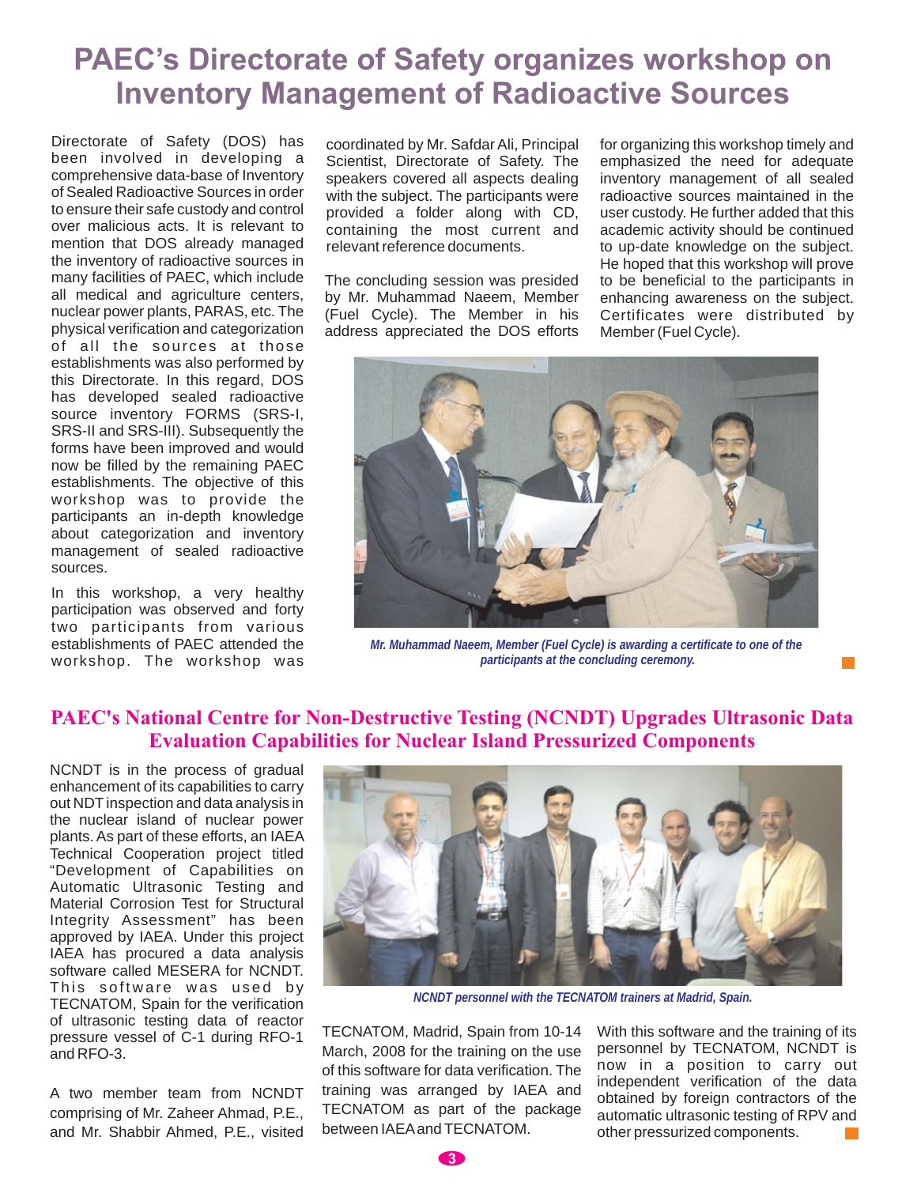# PAEC's Directorate of Safety organizes workshop on Inventory Management of Radioactive Sources

Directorate of Safety (DOS) has been involved in developing a comprehensive data-base of Inventory of Sealed Radioactive Sources in order to ensure their safe custody and control over malicious acts. It is relevant to mention that DOS already managed the inventory of radioactive sources in many facilities of PAEC, which include all medical and agriculture centers, nuclear power plants, PARAS, etc. The physical verification and categorization of all the sources at those establishments was also performed by this Directorate. In this regard, DOS has developed sealed radioactive source inventory FORMS (SRS-I, SRS-II and SRS-III). Subsequently the forms have been improved and would now be filled by the remaining PAEC establishments. The objective of this workshop was to provide the participants an in-depth knowledge about categorization and inventory management of sealed radioactive sources.

In this workshop, a very healthy participation was observed and forty two participants from various establishments of PAEC attended the workshop. The workshop was coordinated by Mr. Safdar Ali, Principal Scientist, Directorate of Safety. The speakers covered all aspects dealing with the subject. The participants were provided a folder along with CD, containing the most current and relevant reference documents.

The concluding session was presided by Mr. Muhammad Naeem, Member (Fuel Cycle). The Member in his address appreciated the DOS efforts for organizing this workshop timely and emphasized the need for adequate inventory management of all sealed radioactive sources maintained in the user custody. He further added that this academic activity should be continued to up-date knowledge on the subject. He hoped that this workshop will prove to be beneficial to the participants in enhancing awareness on the subject. Certificates were distributed by Member (Fuel Cycle).

*Mr. Muhammad Naeem, Member (Fuel Cycle) is awarding a certificate to one of the participants at the concluding ceremony.*

## PAEC's National Centre for Non-Destructive Testing (NCNDT) Upgrades Ultrasonic Data Evaluation Capabilities for Nuclear Island Pressurized Components

NCNDT is in the process of gradual enhancement of its capabilities to carry out NDT inspection and data analysis in the nuclear island of nuclear power plants. As part of these efforts, an IAEA Technical Cooperation project titled "Development of Capabilities on Automatic Ultrasonic Testing and Material Corrosion Test for Structural Integrity Assessment" has been approved by IAEA. Under this project IAEA has procured a data analysis software called MESERA for NCNDT. This software was used by TECNATOM, Spain for the verification of ultrasonic testing data of reactor pressure vessel of C-1 during RFO-1 and RFO-3.

A two member team from NCNDT comprising of Mr. Zaheer Ahmad, P.E., and Mr. Shabbir Ahmed, P.E., visited TECNATOM, Madrid, Spain from 10-14 March, 2008 for the training on the use of this software for data verification. The training was arranged by IAEA and TECNATOM as part of the package between IAEA and TECNATOM.

*NCNDT personnel with the TECNATOM trainers at Madrid, Spain.*

With this software and the training of its personnel by TECNATOM, NCNDT is now in a position to carry out independent verification of the data obtained by foreign contractors of the automatic ultrasonic testing of RPV and other pressurized components.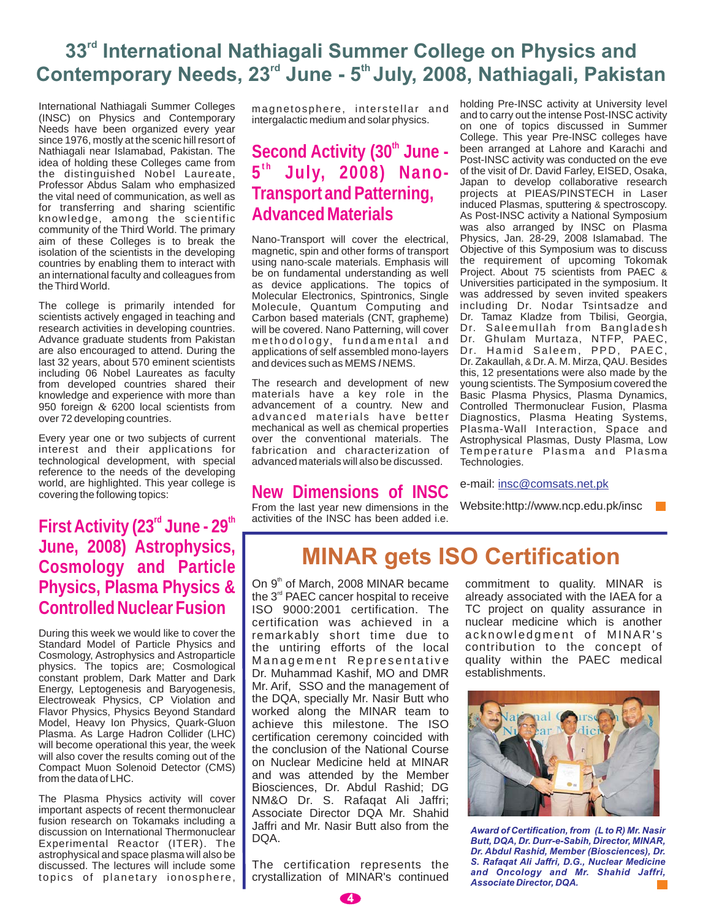# 33rd International Nathiagali Summer College on Physics and Contemporary Needs, 23rd June - 5th July, 2008, Nathiagali, Pakistan

International Nathiagali Summer Colleges (INSC) on Physics and Contemporary Needs have been organized every year since 1976, mostly at the scenic hill resort of Nathiagali near Islamabad, Pakistan. The idea of holding these Colleges came from the distinguished Nobel Laureate, Professor Abdus Salam who emphasized the vital need of communication, as well as for transferring and sharing scientific knowledge, among the scientific community of the Third World. The primary aim of these Colleges is to break the isolation of the scientists in the developing countries by enabling them to interact with an international faculty and colleagues from the Third World.

The college is primarily intended for scientists actively engaged in teaching and research activities in developing countries. Advance graduate students from Pakistan are also encouraged to attend. During the last 32 years, about 570 eminent scientists including 06 Nobel Laureates as faculty from developed countries shared their knowledge and experience with more than 950 foreign & 6200 local scientists from over 72 developing countries.

Every year one or two subjects of current interest and their applications for technological development, with special reference to the needs of the developing world, are highlighted. This year college is covering the following topics:

## First Activity (23rd June - 29th June, 2008) Astrophysics, Cosmology and Particle Physics, Plasma Physics & Controlled Nuclear Fusion

During this week we would like to cover the Standard Model of Particle Physics and Cosmology, Astrophysics and Astroparticle physics. The topics are; Cosmological constant problem, Dark Matter and Dark Energy, Leptogenesis and Baryogenesis, Electroweak Physics, CP Violation and Flavor Physics, Physics Beyond Standard Model, Heavy Ion Physics, Quark-Gluon Plasma. As Large Hadron Collider (LHC) will become operational this year, the week will also cover the results coming out of the Compact Muon Solenoid Detector (CMS) from the data of LHC.

The Plasma Physics activity will cover important aspects of recent thermonuclear fusion research on Tokamaks including a discussion on International Thermonuclear Experimental Reactor (ITER). The astrophysical and space plasma will also be discussed. The lectures will include some topics of planetary ionosphere, magnetosphere, interstellar and intergalactic medium and solar physics.

## Second Activity (30th June - 5th July, 2008) Nano-Transport and Patterning, Advanced Materials

Nano-Transport will cover the electrical, magnetic, spin and other forms of transport using nano-scale materials. Emphasis will be on fundamental understanding as well as device applications. The topics of Molecular Electronics, Spintronics, Single Molecule, Quantum Computing and Carbon based materials (CNT, grapheme) will be covered. Nano Patterning, will cover methodology, fundamental and applications of self assembled mono-layers and devices such as MEMS / NEMS.

The research and development of new materials have a key role in the advancement of a country. New and advanced materials have better mechanical as well as chemical properties over the conventional materials. The fabrication and characterization of advanced materials will also be discussed.

## New Dimensions of INSC

From the last year new dimensions in the activities of the INSC has been added i.e. holding Pre-INSC activity at University level and to carry out the intense Post-INSC activity on one of topics discussed in Summer College. This year Pre-INSC colleges have been arranged at Lahore and Karachi and Post-INSC activity was conducted on the eve of the visit of Dr. David Farley, EISED, Osaka, Japan to develop collaborative research projects at PIEAS/PINSTECH in Laser induced Plasmas, sputtering & spectroscopy. As Post-INSC activity a National Symposium was also arranged by INSC on Plasma Physics, Jan. 28-29, 2008 Islamabad. The Objective of this Symposium was to discuss the requirement of upcoming Tokomak Project. About 75 scientists from PAEC & Universities participated in the symposium. It was addressed by seven invited speakers including Dr. Nodar Tsintsadze and Dr. Tamaz Kladze from Tbilisi, Georgia, Dr. Saleemullah from Bangladesh Dr. Ghulam Murtaza, NTFP, PAEC, Dr. Hamid Saleem, PPD, PAEC, Dr. Zakaullah, & Dr. A. M. Mirza, QAU. Besides this, 12 presentations were also made by the young scientists. The Symposium covered the Basic Plasma Physics, Plasma Dynamics, Controlled Thermonuclear Fusion, Plasma Diagnostics, Plasma Heating Systems, Plasma-Wall Interaction, Space and Astrophysical Plasmas, Dusty Plasma, Low Temperature Plasma and Plasma Technologies.

e-mail: insc@comsats.net.pk

Website:http://www.ncp.edu.pk/insc

# MINAR gets ISO Certification

On 9th of March, 2008 MINAR became the 3rd PAEC cancer hospital to receive ISO 9000:2001 certification. The certification was achieved in a remarkably short time due to the untiring efforts of the local Management Representative Dr. Muhammad Kashif, MO and DMR Mr. Arif, SSO and the management of the DQA, specially Mr. Nasir Butt who worked along the MINAR team to achieve this milestone. The ISO certification ceremony coincided with the conclusion of the National Course on Nuclear Medicine held at MINAR and was attended by the Member Biosciences, Dr. Abdul Rashid; DG NM&O Dr. S. Rafaqat Ali Jaffri; Associate Director DQA Mr. Shahid Jaffri and Mr. Nasir Butt also from the DQA.

The certification represents the crystallization of MINAR's continued commitment to quality. MINAR is already associated with the IAEA for a TC project on quality assurance in nuclear medicine which is another acknowledgment of MINAR's contribution to the concept of quality within the PAEC medical establishments.

*Award of Certification, from (L to R) Mr. Nasir Butt, DQA, Dr. Durr-e-Sabih, Director, MINAR, Dr. Abdul Rashid, Member (Biosciences), Dr. S. Rafaqat Ali Jaffri, D.G., Nuclear Medicine and Oncology and Mr. Shahid Jaffri, Associate Director, DQA.*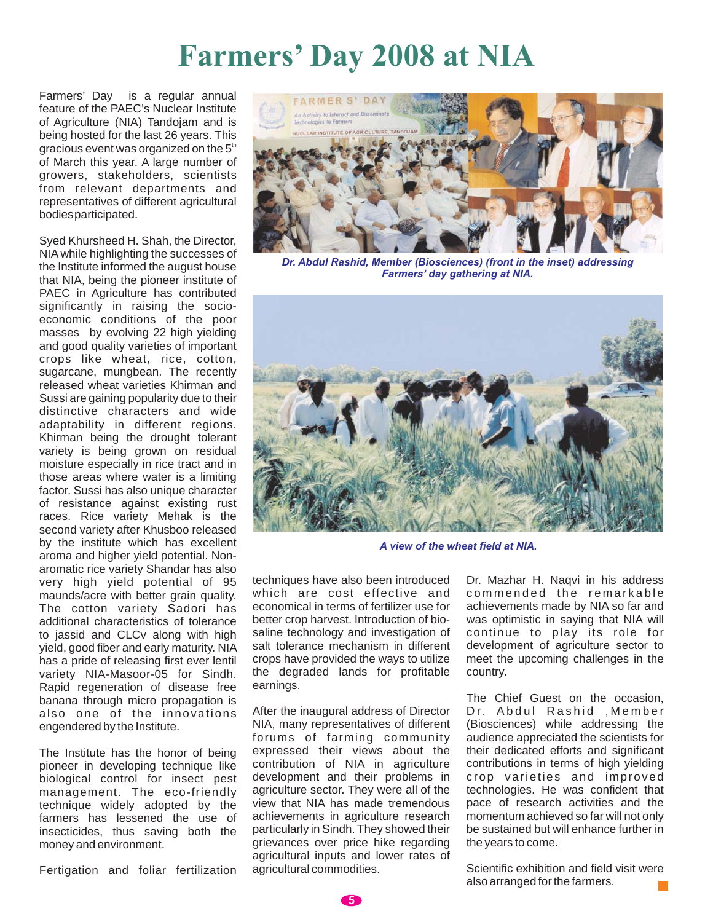# Farmers' Day 2008 at NIA

Farmers' Day is a regular annual feature of the PAEC's Nuclear Institute of Agriculture (NIA) Tandojam and is being hosted for the last 26 years. This gracious event was organized on the 5th of March this year. A large number of growers, stakeholders, scientists from relevant departments and representatives of different agricultural bodies participated.

Syed Khursheed H. Shah, the Director, NIA while highlighting the successes of the Institute informed the august house that NIA, being the pioneer institute of PAEC in Agriculture has contributed significantly in raising the socio-economic conditions of the poor masses by evolving 22 high yielding and good quality varieties of important crops like wheat, rice, cotton, sugarcane, mungbean. The recently released wheat varieties Khirman and Sussi are gaining popularity due to their distinctive characters and wide adaptability in different regions. Khirman being the drought tolerant variety is being grown on residual moisture especially in rice tract and in those areas where water is a limiting factor. Sussi has also unique character of resistance against existing rust races. Rice variety Mehak is the second variety after Khusboo released by the institute which has excellent aroma and higher yield potential. Non-aromatic rice variety Shandar has also very high yield potential of 95 maunds/acre with better grain quality. The cotton variety Sadori has additional characteristics of tolerance to jassid and CLCv along with high yield, good fiber and early maturity. NIA has a pride of releasing first ever lentil variety NIA-Masoor-05 for Sindh. Rapid regeneration of disease free banana through micro propagation is also one of the innovations engendered by the Institute.

The Institute has the honor of being pioneer in developing technique like biological control for insect pest management. The eco-friendly technique widely adopted by the farmers has lessened the use of insecticides, thus saving both the money and environment.

Fertigation and foliar fertilization techniques have also been introduced which are cost effective and economical in terms of fertilizer use for better crop harvest. Introduction of bio-saline technology and investigation of salt tolerance mechanism in different crops have provided the ways to utilize the degraded lands for profitable earnings.

*Dr. Abdul Rashid, Member (Biosciences) (front in the inset) addressing Farmers' day gathering at NIA.*

*A view of the wheat field at NIA.*

After the inaugural address of Director NIA, many representatives of different forums of farming community expressed their views about the contribution of NIA in agriculture development and their problems in agriculture sector. They were all of the view that NIA has made tremendous achievements in agriculture research particularly in Sindh. They showed their grievances over price hike regarding agricultural inputs and lower rates of agricultural commodities.

Dr. Mazhar H. Naqvi in his address commended the remarkable achievements made by NIA so far and was optimistic in saying that NIA will continue to play its role for development of agriculture sector to meet the upcoming challenges in the country.

The Chief Guest on the occasion, Dr. Abdul Rashid, Member (Biosciences) while addressing the audience appreciated the scientists for their dedicated efforts and significant contributions in terms of high yielding crop varieties and improved technologies. He was confident that pace of research activities and the momentum achieved so far will not only be sustained but will enhance further in the years to come.

Scientific exhibition and field visit were also arranged for the farmers.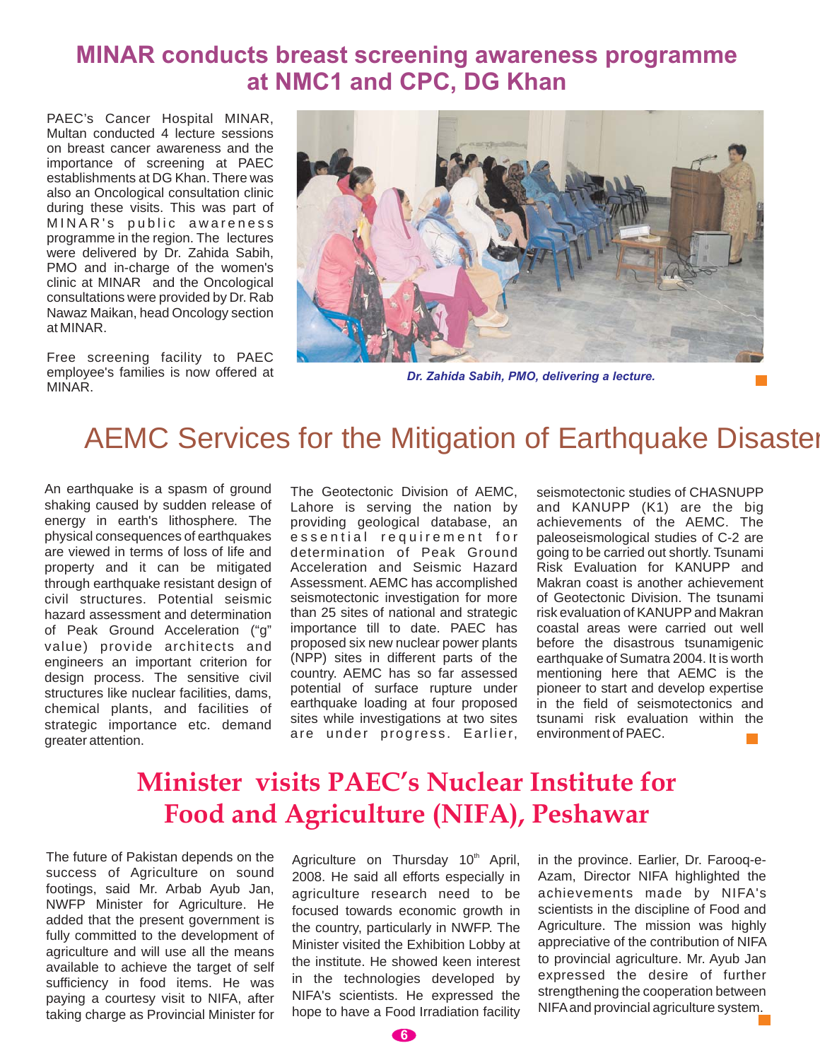# MINAR conducts breast screening awareness programme at NMC1 and CPC, DG Khan

PAEC's Cancer Hospital MINAR, Multan conducted 4 lecture sessions on breast cancer awareness and the importance of screening at PAEC establishments at DG Khan. There was also an Oncological consultation clinic during these visits. This was part of MINAR's public awareness programme in the region. The lectures were delivered by Dr. Zahida Sabih, PMO and in-charge of the women's clinic at MINAR and the Oncological consultations were provided by Dr. Rab Nawaz Maikan, head Oncology section at MINAR.

Free screening facility to PAEC employee's families is now offered at MINAR.

*Dr. Zahida Sabih, PMO, delivering a lecture.*

# AEMC Services for the Mitigation of Earthquake Disaster

An earthquake is a spasm of ground shaking caused by sudden release of energy in earth's lithosphere. The physical consequences of earthquakes are viewed in terms of loss of life and property and it can be mitigated through earthquake resistant design of civil structures. Potential seismic hazard assessment and determination of Peak Ground Acceleration ("g" value) provide architects and engineers an important criterion for design process. The sensitive civil structures like nuclear facilities, dams, chemical plants, and facilities of strategic importance etc. demand greater attention.

The Geotectonic Division of AEMC, Lahore is serving the nation by providing geological database, an essential requirement for determination of Peak Ground Acceleration and Seismic Hazard Assessment. AEMC has accomplished seismotectonic investigation for more than 25 sites of national and strategic importance till to date. PAEC has proposed six new nuclear power plants (NPP) sites in different parts of the country. AEMC has so far assessed potential of surface rupture under earthquake loading at four proposed sites while investigations at two sites are under progress. Earlier, seismotectonic studies of CHASNUPP and KANUPP (K1) are the big achievements of the AEMC. The paleoseismological studies of C-2 are going to be carried out shortly. Tsunami Risk Evaluation for KANUPP and Makran coast is another achievement of Geotectonic Division. The tsunami risk evaluation of KANUPP and Makran coastal areas were carried out well before the disastrous tsunamigenic earthquake of Sumatra 2004. It is worth mentioning here that AEMC is the pioneer to start and develop expertise in the field of seismotectonics and tsunami risk evaluation within the environment of PAEC.

# Minister visits PAEC's Nuclear Institute for Food and Agriculture (NIFA), Peshawar

The future of Pakistan depends on the success of Agriculture on sound footings, said Mr. Arbab Ayub Jan, NWFP Minister for Agriculture. He added that the present government is fully committed to the development of agriculture and will use all the means available to achieve the target of self sufficiency in food items. He was paying a courtesy visit to NIFA, after taking charge as Provincial Minister for Agriculture on Thursday 10th April, 2008. He said all efforts especially in agriculture research need to be focused towards economic growth in the country, particularly in NWFP. The Minister visited the Exhibition Lobby at the institute. He showed keen interest in the technologies developed by NIFA's scientists. He expressed the hope to have a Food Irradiation facility in the province. Earlier, Dr. Farooq-e-Azam, Director NIFA highlighted the achievements made by NIFA's scientists in the discipline of Food and Agriculture. The mission was highly appreciative of the contribution of NIFA to provincial agriculture. Mr. Ayub Jan expressed the desire of further strengthening the cooperation between NIFA and provincial agriculture system.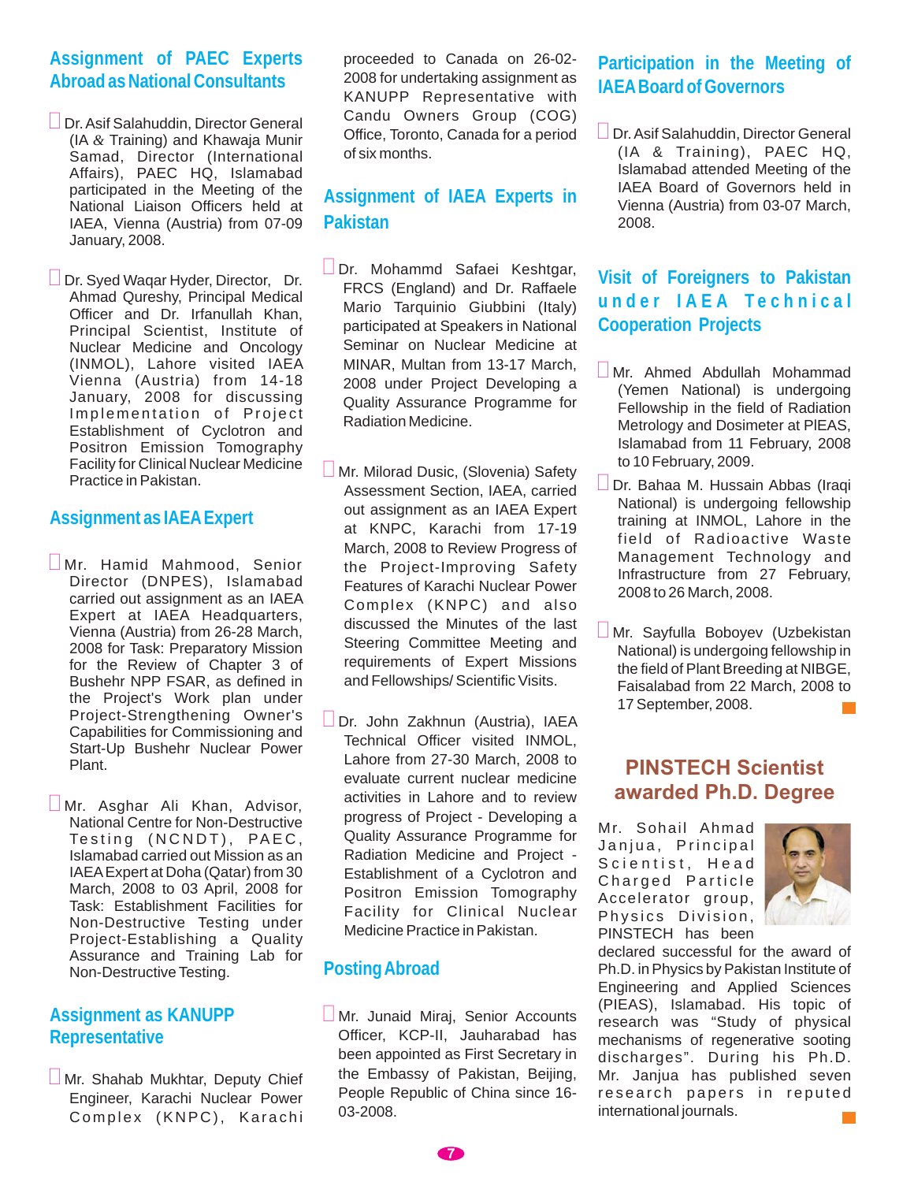## Assignment of PAEC Experts Abroad as National Consultants

- Dr. Asif Salahuddin, Director General (IA & Training) and Khawaja Munir Samad, Director (International Affairs), PAEC HQ, Islamabad participated in the Meeting of the National Liaison Officers held at IAEA, Vienna (Austria) from 07-09 January, 2008.

- Dr. Syed Waqar Hyder, Director, Dr. Ahmad Qureshy, Principal Medical Officer and Dr. Irfanullah Khan, Principal Scientist, Institute of Nuclear Medicine and Oncology (INMOL), Lahore visited IAEA Vienna (Austria) from 14-18 January, 2008 for discussing Implementation of Project Establishment of Cyclotron and Positron Emission Tomography Facility for Clinical Nuclear Medicine Practice in Pakistan.

## Assignment as IAEA Expert

- Mr. Hamid Mahmood, Senior Director (DNPES), Islamabad carried out assignment as an IAEA Expert at IAEA Headquarters, Vienna (Austria) from 26-28 March, 2008 for Task: Preparatory Mission for the Review of Chapter 3 of Bushehr NPP FSAR, as defined in the Project's Work plan under Project-Strengthening Owner's Capabilities for Commissioning and Start-Up Bushehr Nuclear Power Plant.

- Mr. Asghar Ali Khan, Advisor, National Centre for Non-Destructive Testing (NCNDT), PAEC, Islamabad carried out Mission as an IAEA Expert at Doha (Qatar) from 30 March, 2008 to 03 April, 2008 for Task: Establishment Facilities for Non-Destructive Testing under Project-Establishing a Quality Assurance and Training Lab for Non-Destructive Testing.

## Assignment as KANUPP Representative

- Mr. Shahab Mukhtar, Deputy Chief Engineer, Karachi Nuclear Power Complex (KNPC), Karachi proceeded to Canada on 26-02-2008 for undertaking assignment as KANUPP Representative with Candu Owners Group (COG) Office, Toronto, Canada for a period of six months.

## Assignment of IAEA Experts in Pakistan

- Dr. Mohammd Safaei Keshtgar, FRCS (England) and Dr. Raffaele Mario Tarquinio Giubbini (Italy) participated at Speakers in National Seminar on Nuclear Medicine at MINAR, Multan from 13-17 March, 2008 under Project Developing a Quality Assurance Programme for Radiation Medicine.

- Mr. Milorad Dusic, (Slovenia) Safety Assessment Section, IAEA, carried out assignment as an IAEA Expert at KNPC, Karachi from 17-19 March, 2008 to Review Progress of the Project-Improving Safety Features of Karachi Nuclear Power Complex (KNPC) and also discussed the Minutes of the last Steering Committee Meeting and requirements of Expert Missions and Fellowships/ Scientific Visits.

- Dr. John Zakhnun (Austria), IAEA Technical Officer visited INMOL, Lahore from 27-30 March, 2008 to evaluate current nuclear medicine activities in Lahore and to review progress of Project - Developing a Quality Assurance Programme for Radiation Medicine and Project - Establishment of a Cyclotron and Positron Emission Tomography Facility for Clinical Nuclear Medicine Practice in Pakistan.

## Posting Abroad

- Mr. Junaid Miraj, Senior Accounts Officer, KCP-II, Jauharabad has been appointed as First Secretary in the Embassy of Pakistan, Beijing, People Republic of China since 16-03-2008.

## Participation in the Meeting of IAEA Board of Governors

- Dr. Asif Salahuddin, Director General (IA & Training), PAEC HQ, Islamabad attended Meeting of the IAEA Board of Governors held in Vienna (Austria) from 03-07 March, 2008.

## Visit of Foreigners to Pakistan under IAEA Technical Cooperation Projects

- Mr. Ahmed Abdullah Mohammad (Yemen National) is undergoing Fellowship in the field of Radiation Metrology and Dosimeter at PIEAS, Islamabad from 11 February, 2008 to 10 February, 2009.

- Dr. Bahaa M. Hussain Abbas (Iraqi National) is undergoing fellowship training at INMOL, Lahore in the field of Radioactive Waste Management Technology and Infrastructure from 27 February, 2008 to 26 March, 2008.

- Mr. Sayfulla Boboyev (Uzbekistan National) is undergoing fellowship in the field of Plant Breeding at NIBGE, Faisalabad from 22 March, 2008 to 17 September, 2008.

## PINSTECH Scientist awarded Ph.D. Degree

Mr. Sohail Ahmad Janjua, Principal Scientist, Head Charged Particle Accelerator group, Physics Division, PINSTECH has been declared successful for the award of Ph.D. in Physics by Pakistan Institute of Engineering and Applied Sciences (PIEAS), Islamabad. His topic of research was "Study of physical mechanisms of regenerative sooting discharges". During his Ph.D. Mr. Janjua has published seven research papers in reputed international journals.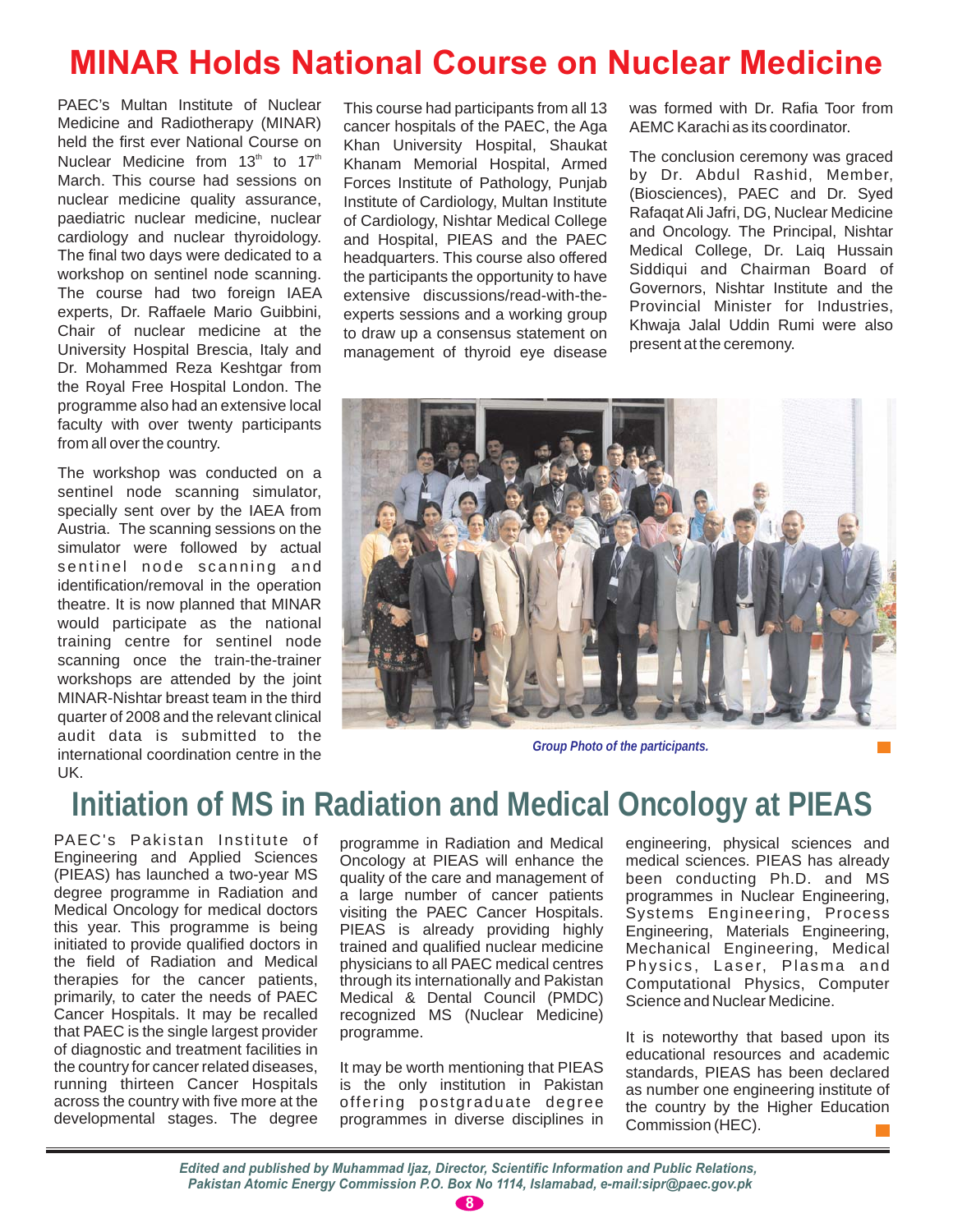# MINAR Holds National Course on Nuclear Medicine

PAEC's Multan Institute of Nuclear Medicine and Radiotherapy (MINAR) held the first ever National Course on Nuclear Medicine from 13th to 17th March. This course had sessions on nuclear medicine quality assurance, paediatric nuclear medicine, nuclear cardiology and nuclear thyroidology. The final two days were dedicated to a workshop on sentinel node scanning. The course had two foreign IAEA experts, Dr. Raffaele Mario Guibbini, Chair of nuclear medicine at the University Hospital Brescia, Italy and Dr. Mohammed Reza Keshtgar from the Royal Free Hospital London. The programme also had an extensive local faculty with over twenty participants from all over the country.

The workshop was conducted on a sentinel node scanning simulator, specially sent over by the IAEA from Austria. The scanning sessions on the simulator were followed by actual sentinel node scanning and identification/removal in the operation theatre. It is now planned that MINAR would participate as the national training centre for sentinel node scanning once the train-the-trainer workshops are attended by the joint MINAR-Nishtar breast team in the third quarter of 2008 and the relevant clinical audit data is submitted to the international coordination centre in the UK.

This course had participants from all 13 cancer hospitals of the PAEC, the Aga Khan University Hospital, Shaukat Khanam Memorial Hospital, Armed Forces Institute of Pathology, Punjab Institute of Cardiology, Multan Institute of Cardiology, Nishtar Medical College and Hospital, PIEAS and the PAEC headquarters. This course also offered the participants the opportunity to have extensive discussions/read-with-the-experts sessions and a working group to draw up a consensus statement on management of thyroid eye disease was formed with Dr. Rafia Toor from AEMC Karachi as its coordinator.

The conclusion ceremony was graced by Dr. Abdul Rashid, Member, (Biosciences), PAEC and Dr. Syed Rafaqat Ali Jafri, DG, Nuclear Medicine and Oncology. The Principal, Nishtar Medical College, Dr. Laiq Hussain Siddiqui and Chairman Board of Governors, Nishtar Institute and the Provincial Minister for Industries, Khwaja Jalal Uddin Rumi were also present at the ceremony.

*Group Photo of the participants.*

# Initiation of MS in Radiation and Medical Oncology at PIEAS

PAEC's Pakistan Institute of Engineering and Applied Sciences (PIEAS) has launched a two-year MS degree programme in Radiation and Medical Oncology for medical doctors this year. This programme is being initiated to provide qualified doctors in the field of Radiation and Medical therapies for the cancer patients, primarily, to cater the needs of PAEC Cancer Hospitals. It may be recalled that PAEC is the single largest provider of diagnostic and treatment facilities in the country for cancer related diseases, running thirteen Cancer Hospitals across the country with five more at the developmental stages. The degree programme in Radiation and Medical Oncology at PIEAS will enhance the quality of the care and management of a large number of cancer patients visiting the PAEC Cancer Hospitals. PIEAS is already providing highly trained and qualified nuclear medicine physicians to all PAEC medical centres through its internationally and Pakistan Medical & Dental Council (PMDC) recognized MS (Nuclear Medicine) programme.

It may be worth mentioning that PIEAS is the only institution in Pakistan offering postgraduate degree programmes in diverse disciplines in engineering, physical sciences and medical sciences. PIEAS has already been conducting Ph.D. and MS programmes in Nuclear Engineering, Systems Engineering, Process Engineering, Materials Engineering, Mechanical Engineering, Medical Physics, Laser, Plasma and Computational Physics, Computer Science and Nuclear Medicine.

It is noteworthy that based upon its educational resources and academic standards, PIEAS has been declared as number one engineering institute of the country by the Higher Education Commission (HEC).

*Edited and published by Muhammad Ijaz, Director, Scientific Information and Public Relations, Pakistan Atomic Energy Commission P.O. Box No 1114, Islamabad, e-mail:sipr@paec.gov.pk*